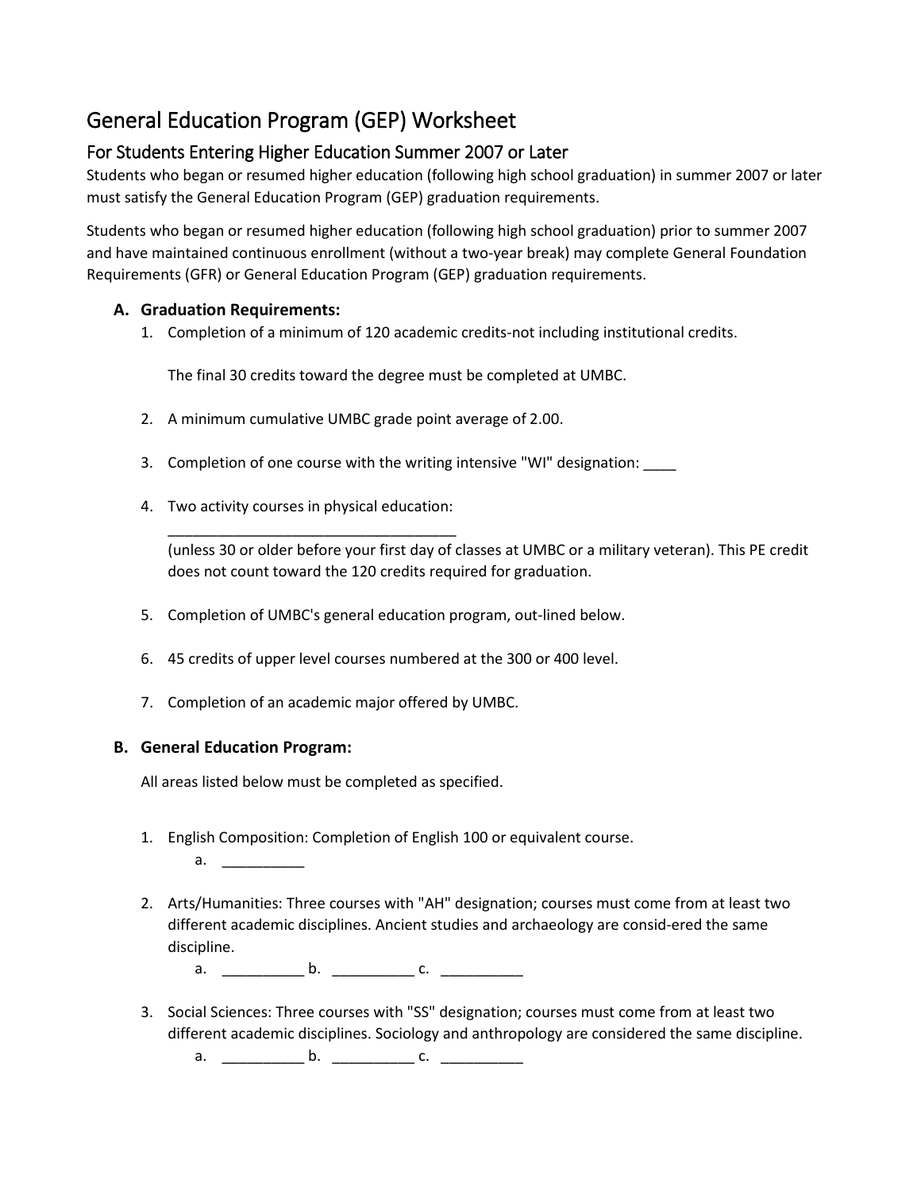# General Education Program (GEP) Worksheet

## For Students Entering Higher Education Summer 2007 or Later

Students who began or resumed higher education (following high school graduation) in summer 2007 or later must satisfy the General Education Program (GEP) graduation requirements.

Students who began or resumed higher education (following high school graduation) prior to summer 2007 and have maintained continuous enrollment (without a two-year break) may complete General Foundation Requirements (GFR) or General Education Program (GEP) graduation requirements.

### A. Graduation Requirements:

1. Completion of a minimum of 120 academic credits-not including institutional credits.

   The final 30 credits toward the degree must be completed at UMBC.

2. A minimum cumulative UMBC grade point average of 2.00.

3. Completion of one course with the writing intensive "WI" designation: ____

4. Two activity courses in physical education:
   ___________________________________
   (unless 30 or older before your first day of classes at UMBC or a military veteran). This PE credit does not count toward the 120 credits required for graduation.

5. Completion of UMBC's general education program, out-lined below.

6. 45 credits of upper level courses numbered at the 300 or 400 level.

7. Completion of an academic major offered by UMBC.

### B. General Education Program:

All areas listed below must be completed as specified.

1. English Composition: Completion of English 100 or equivalent course.
   a. __________

2. Arts/Humanities: Three courses with "AH" designation; courses must come from at least two different academic disciplines. Ancient studies and archaeology are consid-ered the same discipline.
   a. __________ b. __________ c. __________

3. Social Sciences: Three courses with "SS" designation; courses must come from at least two different academic disciplines. Sociology and anthropology are considered the same discipline.
   a. __________ b. __________ c. __________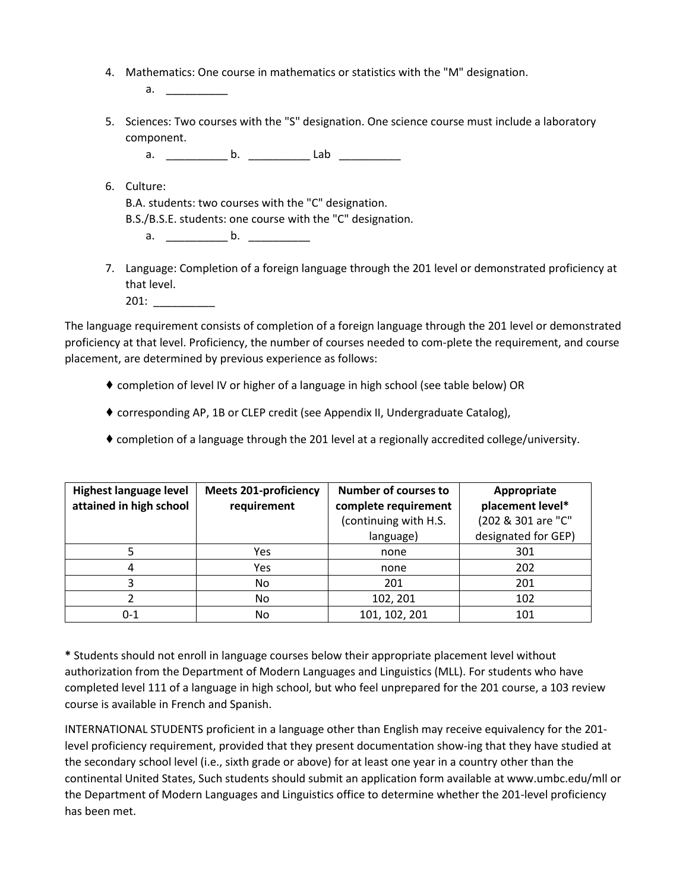4. Mathematics: One course in mathematics or statistics with the "M" designation.
    a. __________

5. Sciences: Two courses with the "S" designation. One science course must include a laboratory component.
    a. __________ b. __________ Lab __________

6. Culture:
    B.A. students: two courses with the "C" designation.
    B.S./B.S.E. students: one course with the "C" designation.
    a. __________ b. __________

7. Language: Completion of a foreign language through the 201 level or demonstrated proficiency at that level.
    201: __________

The language requirement consists of completion of a foreign language through the 201 level or demonstrated proficiency at that level. Proficiency, the number of courses needed to com-plete the requirement, and course placement, are determined by previous experience as follows:

- ♦ completion of level IV or higher of a language in high school (see table below) OR
- ♦ corresponding AP, 1B or CLEP credit (see Appendix II, Undergraduate Catalog),
- ♦ completion of a language through the 201 level at a regionally accredited college/university.

| **Highest language level attained in high school** | **Meets 201-proficiency requirement** | **Number of courses to complete requirement** (continuing with H.S. language) | **Appropriate placement level*** (202 & 301 are "C" designated for GEP) |
|---|---|---|---|
| 5 | Yes | none | 301 |
| 4 | Yes | none | 202 |
| 3 | No | 201 | 201 |
| 2 | No | 102, 201 | 102 |
| 0-1 | No | 101, 102, 201 | 101 |

**\*** Students should not enroll in language courses below their appropriate placement level without authorization from the Department of Modern Languages and Linguistics (MLL). For students who have completed level 111 of a language in high school, but who feel unprepared for the 201 course, a 103 review course is available in French and Spanish.

INTERNATIONAL STUDENTS proficient in a language other than English may receive equivalency for the 201-level proficiency requirement, provided that they present documentation show-ing that they have studied at the secondary school level (i.e., sixth grade or above) for at least one year in a country other than the continental United States, Such students should submit an application form available at www.umbc.edu/mll or the Department of Modern Languages and Linguistics office to determine whether the 201-level proficiency has been met.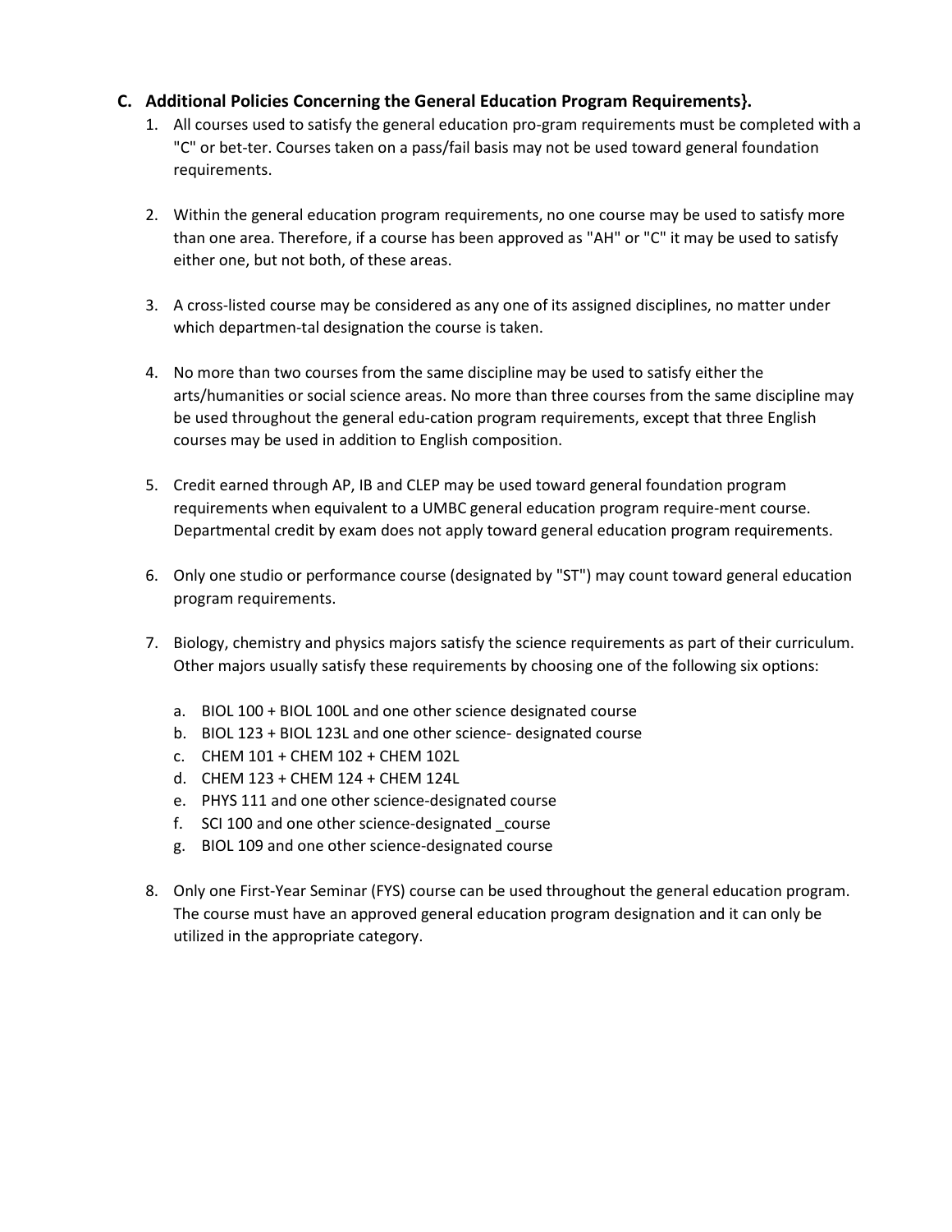### C. Additional Policies Concerning the General Education Program Requirements}.

1. All courses used to satisfy the general education pro-gram requirements must be completed with a "C" or bet-ter. Courses taken on a pass/fail basis may not be used toward general foundation requirements.

2. Within the general education program requirements, no one course may be used to satisfy more than one area. Therefore, if a course has been approved as "AH" or "C" it may be used to satisfy either one, but not both, of these areas.

3. A cross-listed course may be considered as any one of its assigned disciplines, no matter under which departmen-tal designation the course is taken.

4. No more than two courses from the same discipline may be used to satisfy either the arts/humanities or social science areas. No more than three courses from the same discipline may be used throughout the general edu-cation program requirements, except that three English courses may be used in addition to English composition.

5. Credit earned through AP, IB and CLEP may be used toward general foundation program requirements when equivalent to a UMBC general education program require-ment course. Departmental credit by exam does not apply toward general education program requirements.

6. Only one studio or performance course (designated by "ST") may count toward general education program requirements.

7. Biology, chemistry and physics majors satisfy the science requirements as part of their curriculum. Other majors usually satisfy these requirements by choosing one of the following six options:

   a. BIOL 100 + BIOL 100L and one other science designated course
   b. BIOL 123 + BIOL 123L and one other science- designated course
   c. CHEM 101 + CHEM 102 + CHEM 102L
   d. CHEM 123 + CHEM 124 + CHEM 124L
   e. PHYS 111 and one other science-designated course
   f. SCI 100 and one other science-designated _course
   g. BIOL 109 and one other science-designated course

8. Only one First-Year Seminar (FYS) course can be used throughout the general education program. The course must have an approved general education program designation and it can only be utilized in the appropriate category.